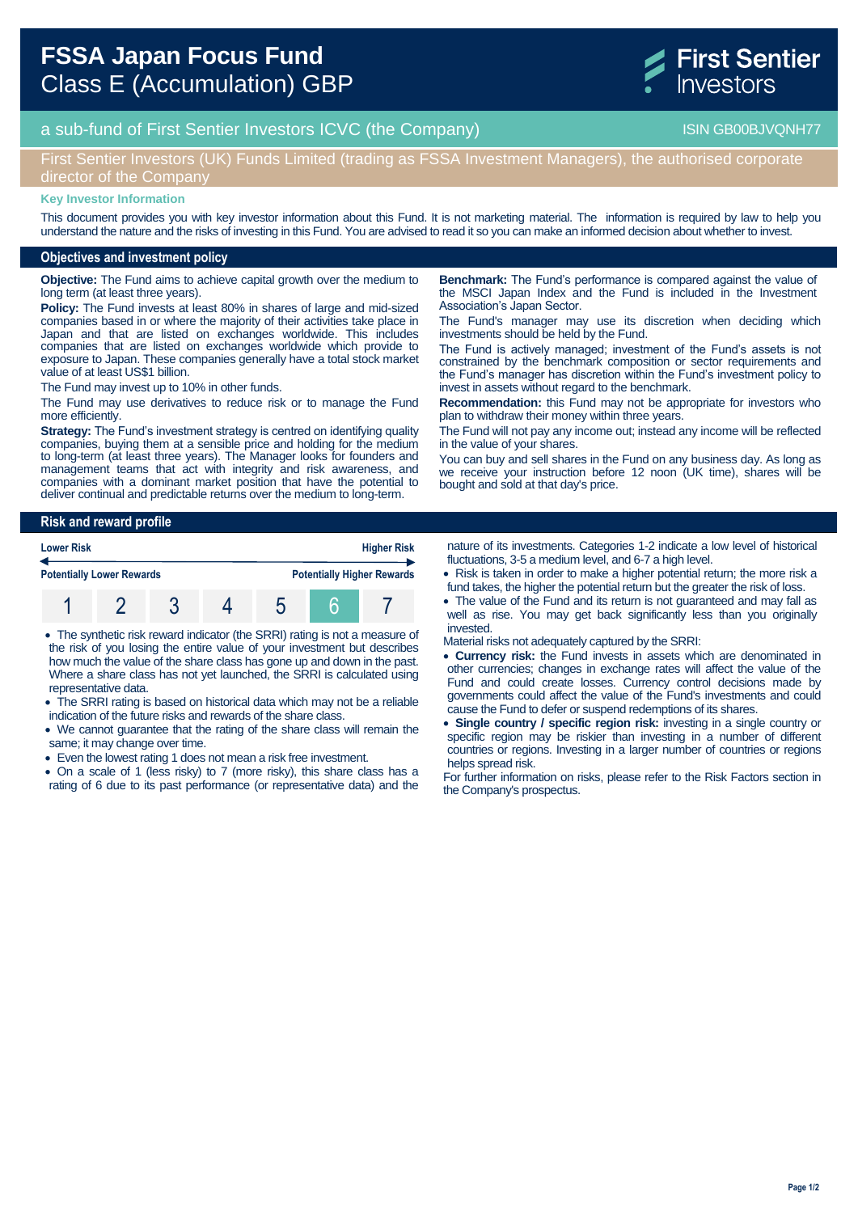# FSSA Japan Focus Fund
## Class E (Accumulation) GBP

First Sentier Investors

a sub-fund of First Sentier Investors ICVC (the Company) — ISIN GB00BJVQNH77

First Sentier Investors (UK) Funds Limited (trading as FSSA Investment Managers), the authorised corporate director of the Company

**Key Investor Information**

This document provides you with key investor information about this Fund. It is not marketing material. The information is required by law to help you understand the nature and the risks of investing in this Fund. You are advised to read it so you can make an informed decision about whether to invest.

## Objectives and investment policy

**Objective:** The Fund aims to achieve capital growth over the medium to long term (at least three years).

**Policy:** The Fund invests at least 80% in shares of large and mid-sized companies based in or where the majority of their activities take place in Japan and that are listed on exchanges worldwide. This includes companies that are listed on exchanges worldwide which provide to exposure to Japan. These companies generally have a total stock market value of at least US$1 billion.

The Fund may invest up to 10% in other funds.

The Fund may use derivatives to reduce risk or to manage the Fund more efficiently.

**Strategy:** The Fund's investment strategy is centred on identifying quality companies, buying them at a sensible price and holding for the medium to long-term (at least three years). The Manager looks for founders and management teams that act with integrity and risk awareness, and companies with a dominant market position that have the potential to deliver continual and predictable returns over the medium to long-term.

**Benchmark:** The Fund's performance is compared against the value of the MSCI Japan Index and the Fund is included in the Investment Association's Japan Sector.

The Fund's manager may use its discretion when deciding which investments should be held by the Fund.

The Fund is actively managed; investment of the Fund's assets is not constrained by the benchmark composition or sector requirements and the Fund's manager has discretion within the Fund's investment policy to invest in assets without regard to the benchmark.

**Recommendation:** this Fund may not be appropriate for investors who plan to withdraw their money within three years.

The Fund will not pay any income out; instead any income will be reflected in the value of your shares.

You can buy and sell shares in the Fund on any business day. As long as we receive your instruction before 12 noon (UK time), shares will be bought and sold at that day's price.

## Risk and reward profile

| Lower Risk | | | | | | Higher Risk |
|---|---|---|---|---|---|---|
| Potentially Lower Rewards | | | | | | Potentially Higher Rewards |
| 1 | 2 | 3 | 4 | 5 | **6** | 7 |

- The synthetic risk reward indicator (the SRRI) rating is not a measure of the risk of you losing the entire value of your investment but describes how much the value of the share class has gone up and down in the past. Where a share class has not yet launched, the SRRI is calculated using representative data.
- The SRRI rating is based on historical data which may not be a reliable indication of the future risks and rewards of the share class.
- We cannot guarantee that the rating of the share class will remain the same; it may change over time.
- Even the lowest rating 1 does not mean a risk free investment.
- On a scale of 1 (less risky) to 7 (more risky), this share class has a rating of 6 due to its past performance (or representative data) and the nature of its investments. Categories 1-2 indicate a low level of historical fluctuations, 3-5 a medium level, and 6-7 a high level.
- Risk is taken in order to make a higher potential return; the more risk a fund takes, the higher the potential return but the greater the risk of loss.
- The value of the Fund and its return is not guaranteed and may fall as well as rise. You may get back significantly less than you originally invested.

Material risks not adequately captured by the SRRI:

- **Currency risk:** the Fund invests in assets which are denominated in other currencies; changes in exchange rates will affect the value of the Fund and could create losses. Currency control decisions made by governments could affect the value of the Fund's investments and could cause the Fund to defer or suspend redemptions of its shares.
- **Single country / specific region risk:** investing in a single country or specific region may be riskier than investing in a number of different countries or regions. Investing in a larger number of countries or regions helps spread risk.

For further information on risks, please refer to the Risk Factors section in the Company's prospectus.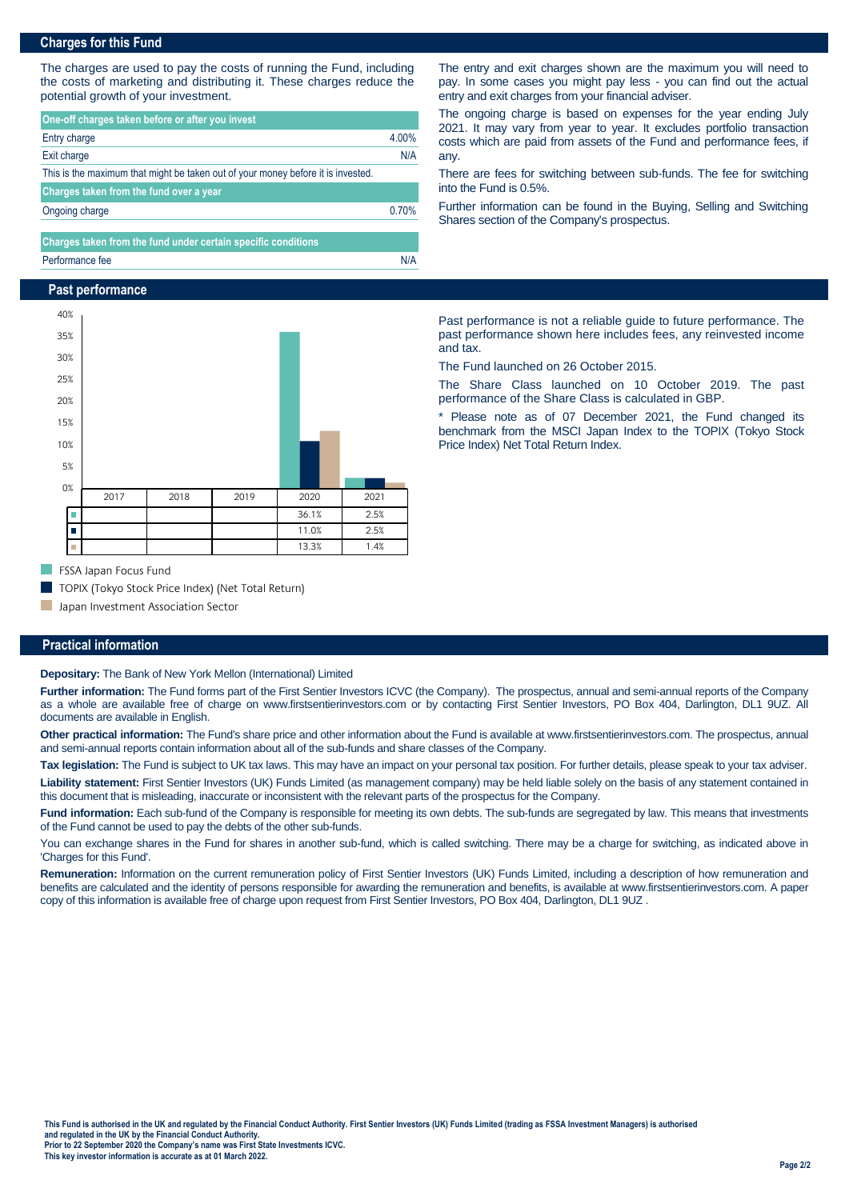## Charges for this Fund

The charges are used to pay the costs of running the Fund, including the costs of marketing and distributing it. These charges reduce the potential growth of your investment.

| One-off charges taken before or after you invest | |
|---|---|
| Entry charge | 4.00% |
| Exit charge | N/A |
| This is the maximum that might be taken out of your money before it is invested. | |
| **Charges taken from the fund over a year** | |
| Ongoing charge | 0.70% |
| **Charges taken from the fund under certain specific conditions** | |
| Performance fee | N/A |

The entry and exit charges shown are the maximum you will need to pay. In some cases you might pay less - you can find out the actual entry and exit charges from your financial adviser.

The ongoing charge is based on expenses for the year ending July 2021. It may vary from year to year. It excludes portfolio transaction costs which are paid from assets of the Fund and performance fees, if any.

There are fees for switching between sub-funds. The fee for switching into the Fund is 0.5%.

Further information can be found in the Buying, Selling and Switching Shares section of the Company's prospectus.

## Past performance

40%
35%
30%
25%
20%
15%
10%
5%
0%

2017 2018 2019 2020 2021

36.1% 2.5%
11.0% 2.5%
13.3% 1.4%

FSSA Japan Focus Fund
TOPIX (Tokyo Stock Price Index) (Net Total Return)
Japan Investment Association Sector

Past performance is not a reliable guide to future performance. The past performance shown here includes fees, any reinvested income and tax.

The Fund launched on 26 October 2015.

The Share Class launched on 10 October 2019. The past performance of the Share Class is calculated in GBP.

* Please note as of 07 December 2021, the Fund changed its benchmark from the MSCI Japan Index to the TOPIX (Tokyo Stock Price Index) Net Total Return Index.

## Practical information

**Depositary:** The Bank of New York Mellon (International) Limited

**Further information:** The Fund forms part of the First Sentier Investors ICVC (the Company). The prospectus, annual and semi-annual reports of the Company as a whole are available free of charge on www.firstsentierinvestors.com or by contacting First Sentier Investors, PO Box 404, Darlington, DL1 9UZ. All documents are available in English.

**Other practical information:** The Fund's share price and other information about the Fund is available at www.firstsentierinvestors.com. The prospectus, annual and semi-annual reports contain information about all of the sub-funds and share classes of the Company.

**Tax legislation:** The Fund is subject to UK tax laws. This may have an impact on your personal tax position. For further details, please speak to your tax adviser.

**Liability statement:** First Sentier Investors (UK) Funds Limited (as management company) may be held liable solely on the basis of any statement contained in this document that is misleading, inaccurate or inconsistent with the relevant parts of the prospectus for the Company.

**Fund information:** Each sub-fund of the Company is responsible for meeting its own debts. The sub-funds are segregated by law. This means that investments of the Fund cannot be used to pay the debts of the other sub-funds.

You can exchange shares in the Fund for shares in another sub-fund, which is called switching. There may be a charge for switching, as indicated above in 'Charges for this Fund'.

**Remuneration:** Information on the current remuneration policy of First Sentier Investors (UK) Funds Limited, including a description of how remuneration and benefits are calculated and the identity of persons responsible for awarding the remuneration and benefits, is available at www.firstsentierinvestors.com. A paper copy of this information is available free of charge upon request from First Sentier Investors, PO Box 404, Darlington, DL1 9UZ .

**This Fund is authorised in the UK and regulated by the Financial Conduct Authority. First Sentier Investors (UK) Funds Limited (trading as FSSA Investment Managers) is authorised and regulated in the UK by the Financial Conduct Authority.**
**Prior to 22 September 2020 the Company's name was First State Investments ICVC.**
**This key investor information is accurate as at 01 March 2022.**